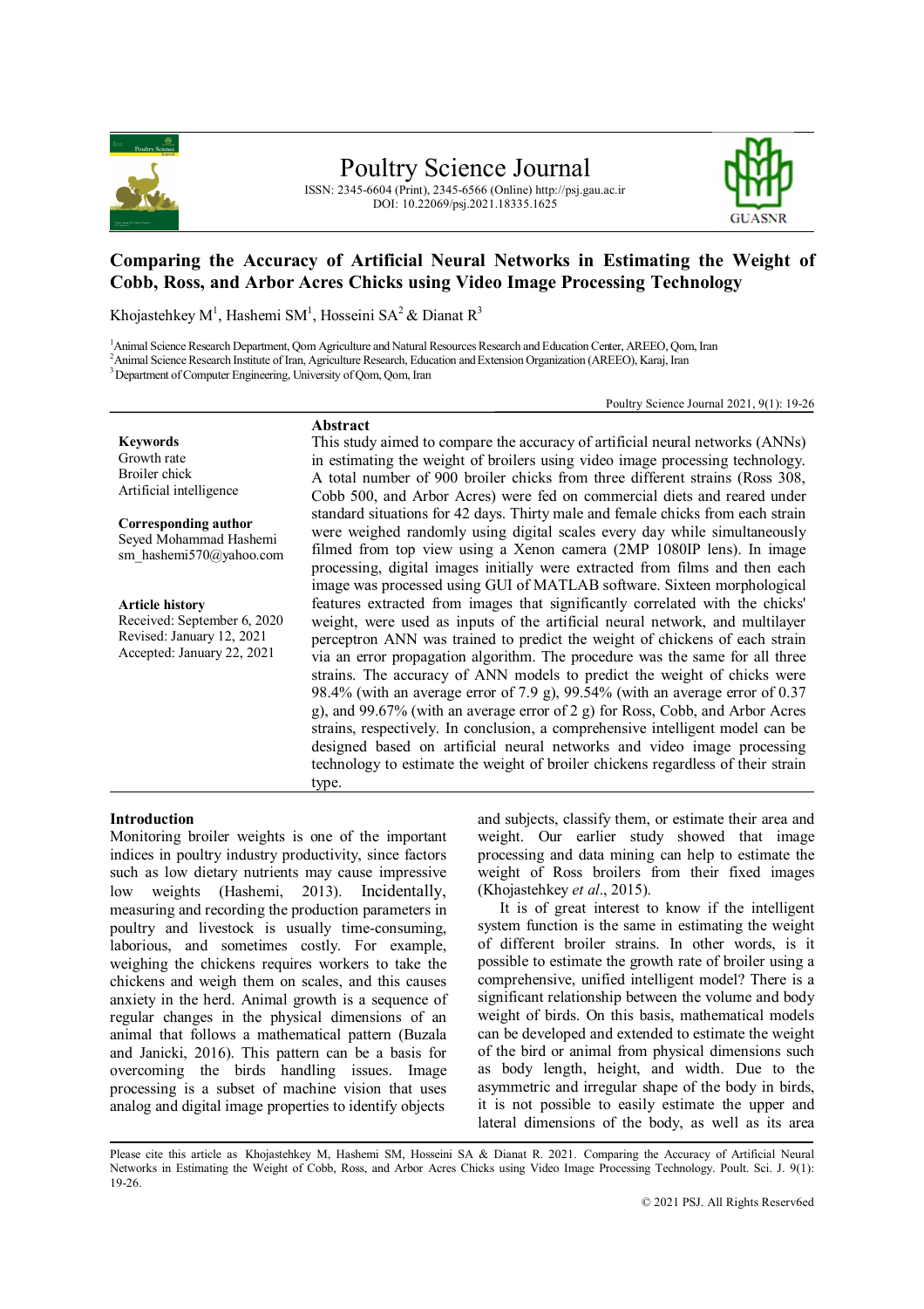# Comparing the Accuracy of Artificial Neural Networks in Estimating the Weight of Cobb, Ross, and Arbor Acres Chicks using Video Image Processing Technology

Khojastehkey M[1], Hashemi SM[1], Hosseini SA[2] & Dianat R[3]

[1]Animal Science Research Department, Qom Agriculture and Natural Resources Research and Education Center, AREEO, Qom, Iran
[2]Animal Science Research Institute of Iran, Agriculture Research, Education and Extension Organization (AREEO), Karaj, Iran
[3]Department of Computer Engineering, University of Qom, Qom, Iran

**Keywords**
Growth rate
Broiler chick
Artificial intelligence

**Corresponding author**
Seyed Mohammad Hashemi
sm_hashemi570@yahoo.com

**Article history**
Received: September 6, 2020
Revised: January 12, 2021
Accepted: January 22, 2021

## Abstract

This study aimed to compare the accuracy of artificial neural networks (ANNs) in estimating the weight of broilers using video image processing technology. A total number of 900 broiler chicks from three different strains (Ross 308, Cobb 500, and Arbor Acres) were fed on commercial diets and reared under standard situations for 42 days. Thirty male and female chicks from each strain were weighed randomly using digital scales every day while simultaneously filmed from top view using a Xenon camera (2MP 1080IP lens). In image processing, digital images initially were extracted from films and then each image was processed using GUI of MATLAB software. Sixteen morphological features extracted from images that significantly correlated with the chicks' weight, were used as inputs of the artificial neural network, and multilayer perceptron ANN was trained to predict the weight of chickens of each strain via an error propagation algorithm. The procedure was the same for all three strains. The accuracy of ANN models to predict the weight of chicks were 98.4% (with an average error of 7.9 g), 99.54% (with an average error of 0.37 g), and 99.67% (with an average error of 2 g) for Ross, Cobb, and Arbor Acres strains, respectively. In conclusion, a comprehensive intelligent model can be designed based on artificial neural networks and video image processing technology to estimate the weight of broiler chickens regardless of their strain type.

## Introduction

Monitoring broiler weights is one of the important indices in poultry industry productivity, since factors such as low dietary nutrients may cause impressive low weights (Hashemi, 2013). Incidentally, measuring and recording the production parameters in poultry and livestock is usually time-consuming, laborious, and sometimes costly. For example, weighing the chickens requires workers to take the chickens and weigh them on scales, and this causes anxiety in the herd. Animal growth is a sequence of regular changes in the physical dimensions of an animal that follows a mathematical pattern (Buzala and Janicki, 2016). This pattern can be a basis for overcoming the birds handling issues. Image processing is a subset of machine vision that uses analog and digital image properties to identify objects and subjects, classify them, or estimate their area and weight. Our earlier study showed that image processing and data mining can help to estimate the weight of Ross broilers from their fixed images (Khojastehkey *et al*., 2015).

It is of great interest to know if the intelligent system function is the same in estimating the weight of different broiler strains. In other words, is it possible to estimate the growth rate of broiler using a comprehensive, unified intelligent model? There is a significant relationship between the volume and body weight of birds. On this basis, mathematical models can be developed and extended to estimate the weight of the bird or animal from physical dimensions such as body length, height, and width. Due to the asymmetric and irregular shape of the body in birds, it is not possible to easily estimate the upper and lateral dimensions of the body, as well as its area

Please cite this article as Khojastehkey M, Hashemi SM, Hosseini SA & Dianat R. 2021. Comparing the Accuracy of Artificial Neural Networks in Estimating the Weight of Cobb, Ross, and Arbor Acres Chicks using Video Image Processing Technology. Poult. Sci. J. 9(1): 19-26.

© 2021 PSJ. All Rights Reserv6ed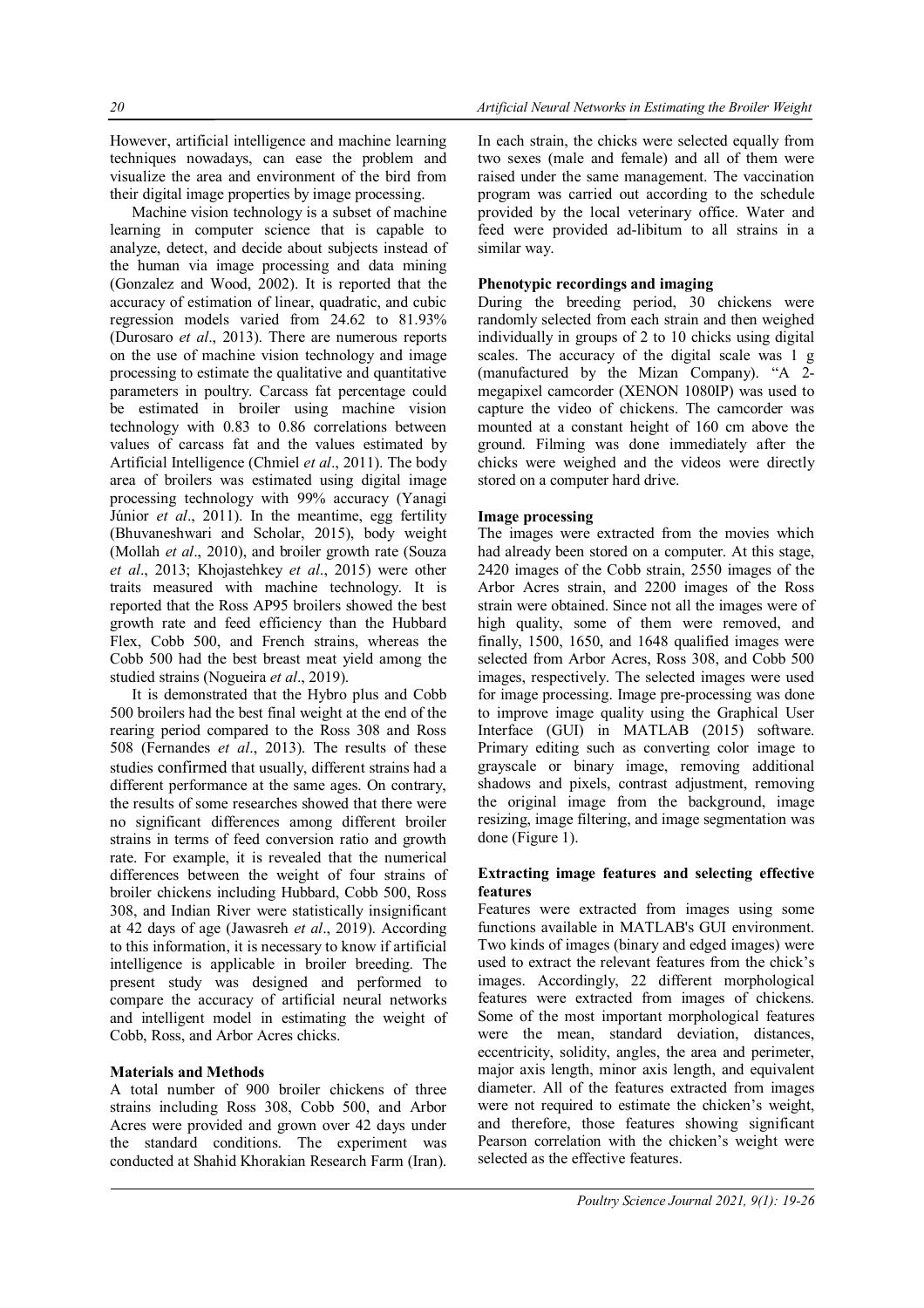However, artificial intelligence and machine learning techniques nowadays, can ease the problem and visualize the area and environment of the bird from their digital image properties by image processing.

Machine vision technology is a subset of machine learning in computer science that is capable to analyze, detect, and decide about subjects instead of the human via image processing and data mining (Gonzalez and Wood, 2002). It is reported that the accuracy of estimation of linear, quadratic, and cubic regression models varied from 24.62 to 81.93% (Durosaro *et al*., 2013). There are numerous reports on the use of machine vision technology and image processing to estimate the qualitative and quantitative parameters in poultry. Carcass fat percentage could be estimated in broiler using machine vision technology with 0.83 to 0.86 correlations between values of carcass fat and the values estimated by Artificial Intelligence (Chmiel *et al*., 2011). The body area of broilers was estimated using digital image processing technology with 99% accuracy (Yanagi Júnior *et al*., 2011). In the meantime, egg fertility (Bhuvaneshwari and Scholar, 2015), body weight (Mollah *et al*., 2010), and broiler growth rate (Souza *et al*., 2013; Khojastehkey *et al*., 2015) were other traits measured with machine technology. It is reported that the Ross AP95 broilers showed the best growth rate and feed efficiency than the Hubbard Flex, Cobb 500, and French strains, whereas the Cobb 500 had the best breast meat yield among the studied strains (Nogueira *et al*., 2019).

It is demonstrated that the Hybro plus and Cobb 500 broilers had the best final weight at the end of the rearing period compared to the Ross 308 and Ross 508 (Fernandes *et al*., 2013). The results of these studies confirmed that usually, different strains had a different performance at the same ages. On contrary, the results of some researches showed that there were no significant differences among different broiler strains in terms of feed conversion ratio and growth rate. For example, it is revealed that the numerical differences between the weight of four strains of broiler chickens including Hubbard, Cobb 500, Ross 308, and Indian River were statistically insignificant at 42 days of age (Jawasreh *et al*., 2019). According to this information, it is necessary to know if artificial intelligence is applicable in broiler breeding. The present study was designed and performed to compare the accuracy of artificial neural networks and intelligent model in estimating the weight of Cobb, Ross, and Arbor Acres chicks.

## Materials and Methods

A total number of 900 broiler chickens of three strains including Ross 308, Cobb 500, and Arbor Acres were provided and grown over 42 days under the standard conditions. The experiment was conducted at Shahid Khorakian Research Farm (Iran). In each strain, the chicks were selected equally from two sexes (male and female) and all of them were raised under the same management. The vaccination program was carried out according to the schedule provided by the local veterinary office. Water and feed were provided ad-libitum to all strains in a similar way.

### Phenotypic recordings and imaging

During the breeding period, 30 chickens were randomly selected from each strain and then weighed individually in groups of 2 to 10 chicks using digital scales. The accuracy of the digital scale was 1 g (manufactured by the Mizan Company). "A 2-megapixel camcorder (XENON 1080IP) was used to capture the video of chickens. The camcorder was mounted at a constant height of 160 cm above the ground. Filming was done immediately after the chicks were weighed and the videos were directly stored on a computer hard drive.

### Image processing

The images were extracted from the movies which had already been stored on a computer. At this stage, 2420 images of the Cobb strain, 2550 images of the Arbor Acres strain, and 2200 images of the Ross strain were obtained. Since not all the images were of high quality, some of them were removed, and finally, 1500, 1650, and 1648 qualified images were selected from Arbor Acres, Ross 308, and Cobb 500 images, respectively. The selected images were used for image processing. Image pre-processing was done to improve image quality using the Graphical User Interface (GUI) in MATLAB (2015) software. Primary editing such as converting color image to grayscale or binary image, removing additional shadows and pixels, contrast adjustment, removing the original image from the background, image resizing, image filtering, and image segmentation was done (Figure 1).

### Extracting image features and selecting effective features

Features were extracted from images using some functions available in MATLAB's GUI environment. Two kinds of images (binary and edged images) were used to extract the relevant features from the chick's images. Accordingly, 22 different morphological features were extracted from images of chickens. Some of the most important morphological features were the mean, standard deviation, distances, eccentricity, solidity, angles, the area and perimeter, major axis length, minor axis length, and equivalent diameter. All of the features extracted from images were not required to estimate the chicken's weight, and therefore, those features showing significant Pearson correlation with the chicken's weight were selected as the effective features.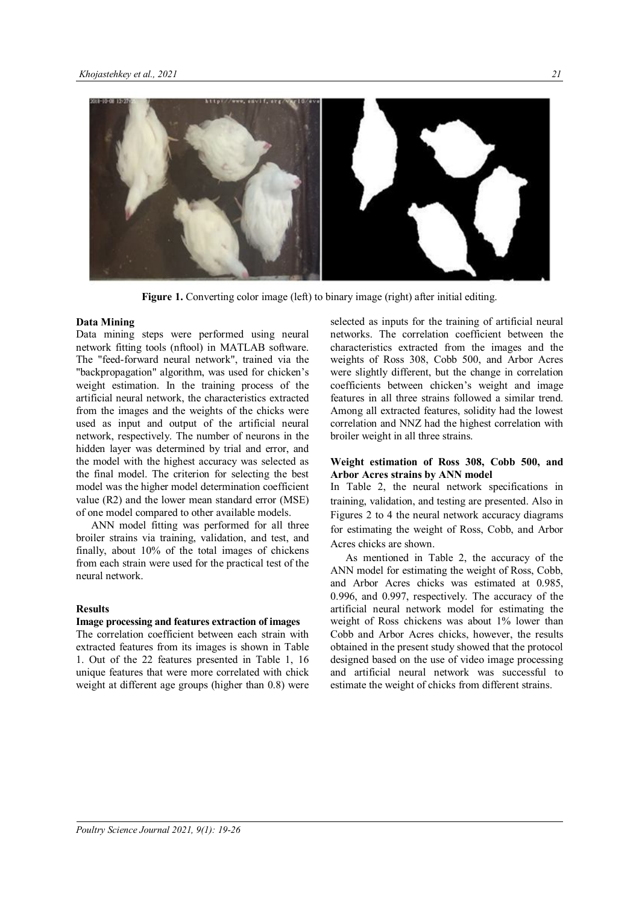Figure 1. Converting color image (left) to binary image (right) after initial editing.

### Data Mining

Data mining steps were performed using neural network fitting tools (nftool) in MATLAB software. The "feed-forward neural network", trained via the "backpropagation" algorithm, was used for chicken's weight estimation. In the training process of the artificial neural network, the characteristics extracted from the images and the weights of the chicks were used as input and output of the artificial neural network, respectively. The number of neurons in the hidden layer was determined by trial and error, and the model with the highest accuracy was selected as the final model. The criterion for selecting the best model was the higher model determination coefficient value (R2) and the lower mean standard error (MSE) of one model compared to other available models.

ANN model fitting was performed for all three broiler strains via training, validation, and test, and finally, about 10% of the total images of chickens from each strain were used for the practical test of the neural network.

## Results

### Image processing and features extraction of images

The correlation coefficient between each strain with extracted features from its images is shown in Table 1. Out of the 22 features presented in Table 1, 16 unique features that were more correlated with chick weight at different age groups (higher than 0.8) were selected as inputs for the training of artificial neural networks. The correlation coefficient between the characteristics extracted from the images and the weights of Ross 308, Cobb 500, and Arbor Acres were slightly different, but the change in correlation coefficients between chicken's weight and image features in all three strains followed a similar trend. Among all extracted features, solidity had the lowest correlation and NNZ had the highest correlation with broiler weight in all three strains.

### Weight estimation of Ross 308, Cobb 500, and Arbor Acres strains by ANN model

In Table 2, the neural network specifications in training, validation, and testing are presented. Also in Figures 2 to 4 the neural network accuracy diagrams for estimating the weight of Ross, Cobb, and Arbor Acres chicks are shown.

As mentioned in Table 2, the accuracy of the ANN model for estimating the weight of Ross, Cobb, and Arbor Acres chicks was estimated at 0.985, 0.996, and 0.997, respectively. The accuracy of the artificial neural network model for estimating the weight of Ross chickens was about 1% lower than Cobb and Arbor Acres chicks, however, the results obtained in the present study showed that the protocol designed based on the use of video image processing and artificial neural network was successful to estimate the weight of chicks from different strains.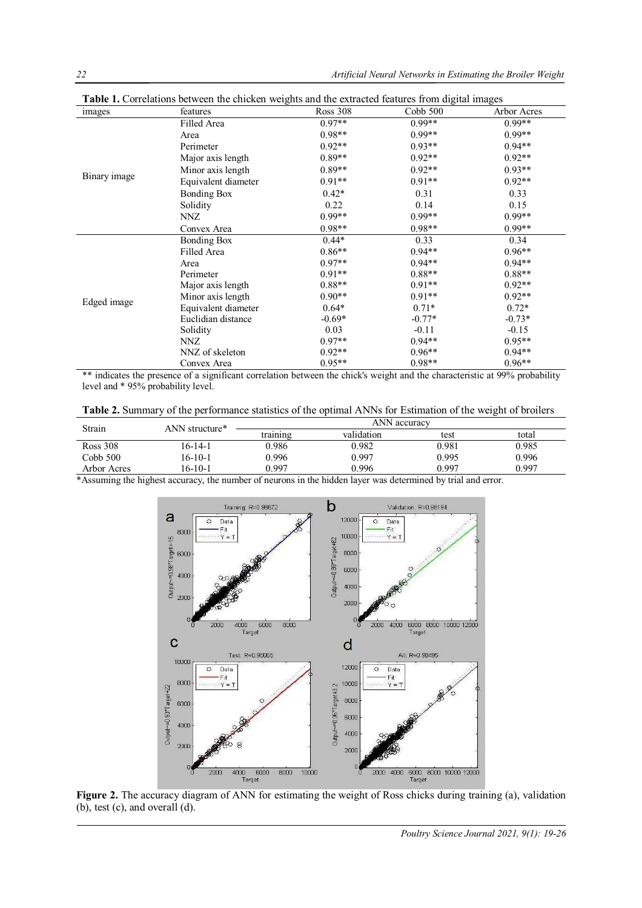**Table 1.** Correlations between the chicken weights and the extracted features from digital images

| images | features | Ross 308 | Cobb 500 | Arbor Acres |
|---|---|---|---|---|
| Binary image | Filled Area | 0.97** | 0.99** | 0.99** |
| | Area | 0.98** | 0.99** | 0.99** |
| | Perimeter | 0.92** | 0.93** | 0.94** |
| | Major axis length | 0.89** | 0.92** | 0.92** |
| | Minor axis length | 0.89** | 0.92** | 0.93** |
| | Equivalent diameter | 0.91** | 0.91** | 0.92** |
| | Bonding Box | 0.42* | 0.31 | 0.33 |
| | Solidity | 0.22 | 0.14 | 0.15 |
| | NNZ | 0.99** | 0.99** | 0.99** |
| | Convex Area | 0.98** | 0.98** | 0.99** |
| Edged image | Bonding Box | 0.44* | 0.33 | 0.34 |
| | Filled Area | 0.86** | 0.94** | 0.96** |
| | Area | 0.97** | 0.94** | 0.94** |
| | Perimeter | 0.91** | 0.88** | 0.88** |
| | Major axis length | 0.88** | 0.91** | 0.92** |
| | Minor axis length | 0.90** | 0.91** | 0.92** |
| | Equivalent diameter | 0.64* | 0.71* | 0.72* |
| | Euclidian distance | -0.69* | -0.77* | -0.73* |
| | Solidity | 0.03 | -0.11 | -0.15 |
| | NNZ | 0.97** | 0.94** | 0.95** |
| | NNZ of skeleton | 0.92** | 0.96** | 0.94** |
| | Convex Area | 0.95** | 0.98** | 0.96** |

** indicates the presence of a significant correlation between the chick's weight and the characteristic at 99% probability level and * 95% probability level.

**Table 2.** Summary of the performance statistics of the optimal ANNs for Estimation of the weight of broilers

| Strain | ANN structure* | ANN accuracy | | | |
|---|---|---|---|---|---|
| | | training | validation | test | total |
| Ross 308 | 16-14-1 | 0.986 | 0.982 | 0.981 | 0.985 |
| Cobb 500 | 16-10-1 | 0.996 | 0.997 | 0.995 | 0.996 |
| Arbor Acres | 16-10-1 | 0.997 | 0.996 | 0.997 | 0.997 |

*Assuming the highest accuracy, the number of neurons in the hidden layer was determined by trial and error.

**Figure 2.** The accuracy diagram of ANN for estimating the weight of Ross chicks during training (a), validation (b), test (c), and overall (d).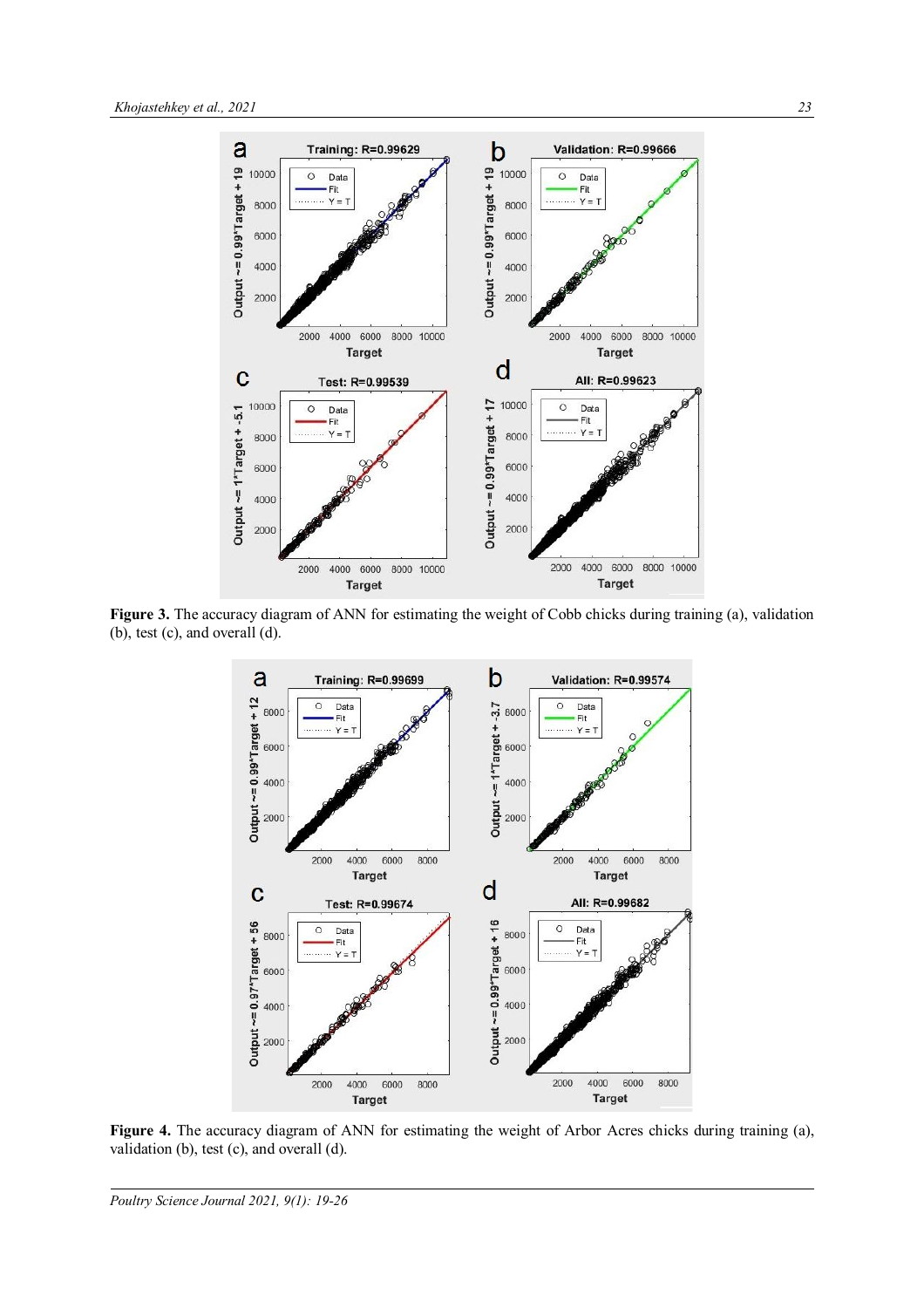**Figure 3.** The accuracy diagram of ANN for estimating the weight of Cobb chicks during training (a), validation (b), test (c), and overall (d).

**Figure 4.** The accuracy diagram of ANN for estimating the weight of Arbor Acres chicks during training (a), validation (b), test (c), and overall (d).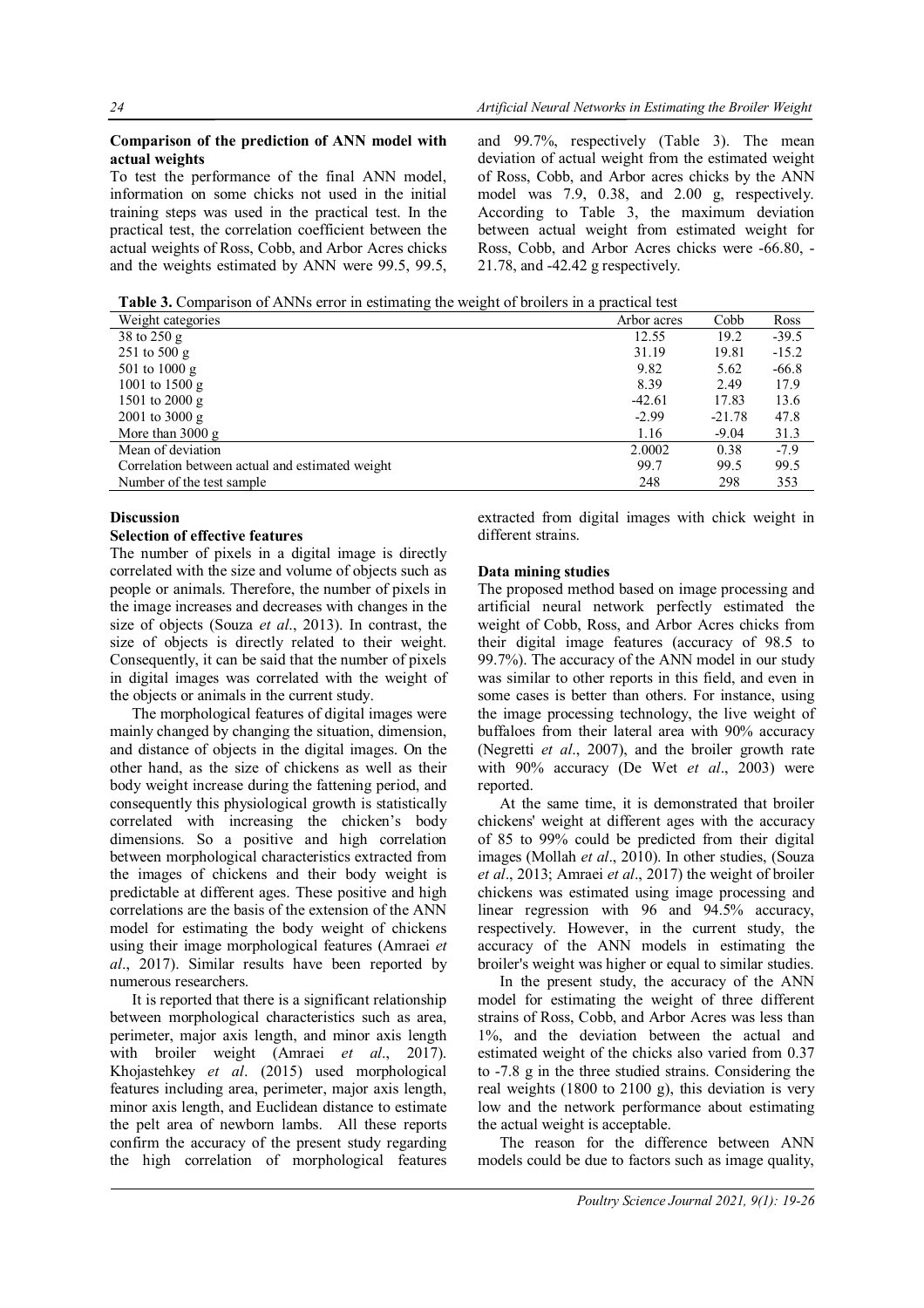### Comparison of the prediction of ANN model with actual weights

To test the performance of the final ANN model, information on some chicks not used in the initial training steps was used in the practical test. In the practical test, the correlation coefficient between the actual weights of Ross, Cobb, and Arbor Acres chicks and the weights estimated by ANN were 99.5, 99.5, and 99.7%, respectively (Table 3). The mean deviation of actual weight from the estimated weight of Ross, Cobb, and Arbor acres chicks by the ANN model was 7.9, 0.38, and 2.00 g, respectively. According to Table 3, the maximum deviation between actual weight from estimated weight for Ross, Cobb, and Arbor Acres chicks were -66.80, -21.78, and -42.42 g respectively.

**Table 3.** Comparison of ANNs error in estimating the weight of broilers in a practical test

| Weight categories | Arbor acres | Cobb | Ross |
|---|---|---|---|
| 38 to 250 g | 12.55 | 19.2 | -39.5 |
| 251 to 500 g | 31.19 | 19.81 | -15.2 |
| 501 to 1000 g | 9.82 | 5.62 | -66.8 |
| 1001 to 1500 g | 8.39 | 2.49 | 17.9 |
| 1501 to 2000 g | -42.61 | 17.83 | 13.6 |
| 2001 to 3000 g | -2.99 | -21.78 | 47.8 |
| More than 3000 g | 1.16 | -9.04 | 31.3 |
| Mean of deviation | 2.0002 | 0.38 | -7.9 |
| Correlation between actual and estimated weight | 99.7 | 99.5 | 99.5 |
| Number of the test sample | 248 | 298 | 353 |

## Discussion

### Selection of effective features

The number of pixels in a digital image is directly correlated with the size and volume of objects such as people or animals. Therefore, the number of pixels in the image increases and decreases with changes in the size of objects (Souza *et al*., 2013). In contrast, the size of objects is directly related to their weight. Consequently, it can be said that the number of pixels in digital images was correlated with the weight of the objects or animals in the current study.

The morphological features of digital images were mainly changed by changing the situation, dimension, and distance of objects in the digital images. On the other hand, as the size of chickens as well as their body weight increase during the fattening period, and consequently this physiological growth is statistically correlated with increasing the chicken's body dimensions. So a positive and high correlation between morphological characteristics extracted from the images of chickens and their body weight is predictable at different ages. These positive and high correlations are the basis of the extension of the ANN model for estimating the body weight of chickens using their image morphological features (Amraei *et al*., 2017). Similar results have been reported by numerous researchers.

It is reported that there is a significant relationship between morphological characteristics such as area, perimeter, major axis length, and minor axis length with broiler weight (Amraei *et al*., 2017). Khojastehkey *et al*. (2015) used morphological features including area, perimeter, major axis length, minor axis length, and Euclidean distance to estimate the pelt area of newborn lambs. All these reports confirm the accuracy of the present study regarding the high correlation of morphological features extracted from digital images with chick weight in different strains.

### Data mining studies

The proposed method based on image processing and artificial neural network perfectly estimated the weight of Cobb, Ross, and Arbor Acres chicks from their digital image features (accuracy of 98.5 to 99.7%). The accuracy of the ANN model in our study was similar to other reports in this field, and even in some cases is better than others. For instance, using the image processing technology, the live weight of buffaloes from their lateral area with 90% accuracy (Negretti *et al*., 2007), and the broiler growth rate with 90% accuracy (De Wet *et al*., 2003) were reported.

At the same time, it is demonstrated that broiler chickens' weight at different ages with the accuracy of 85 to 99% could be predicted from their digital images (Mollah *et al*., 2010). In other studies, (Souza *et al*., 2013; Amraei *et al*., 2017) the weight of broiler chickens was estimated using image processing and linear regression with 96 and 94.5% accuracy, respectively. However, in the current study, the accuracy of the ANN models in estimating the broiler's weight was higher or equal to similar studies.

In the present study, the accuracy of the ANN model for estimating the weight of three different strains of Ross, Cobb, and Arbor Acres was less than 1%, and the deviation between the actual and estimated weight of the chicks also varied from 0.37 to -7.8 g in the three studied strains. Considering the real weights (1800 to 2100 g), this deviation is very low and the network performance about estimating the actual weight is acceptable.

The reason for the difference between ANN models could be due to factors such as image quality,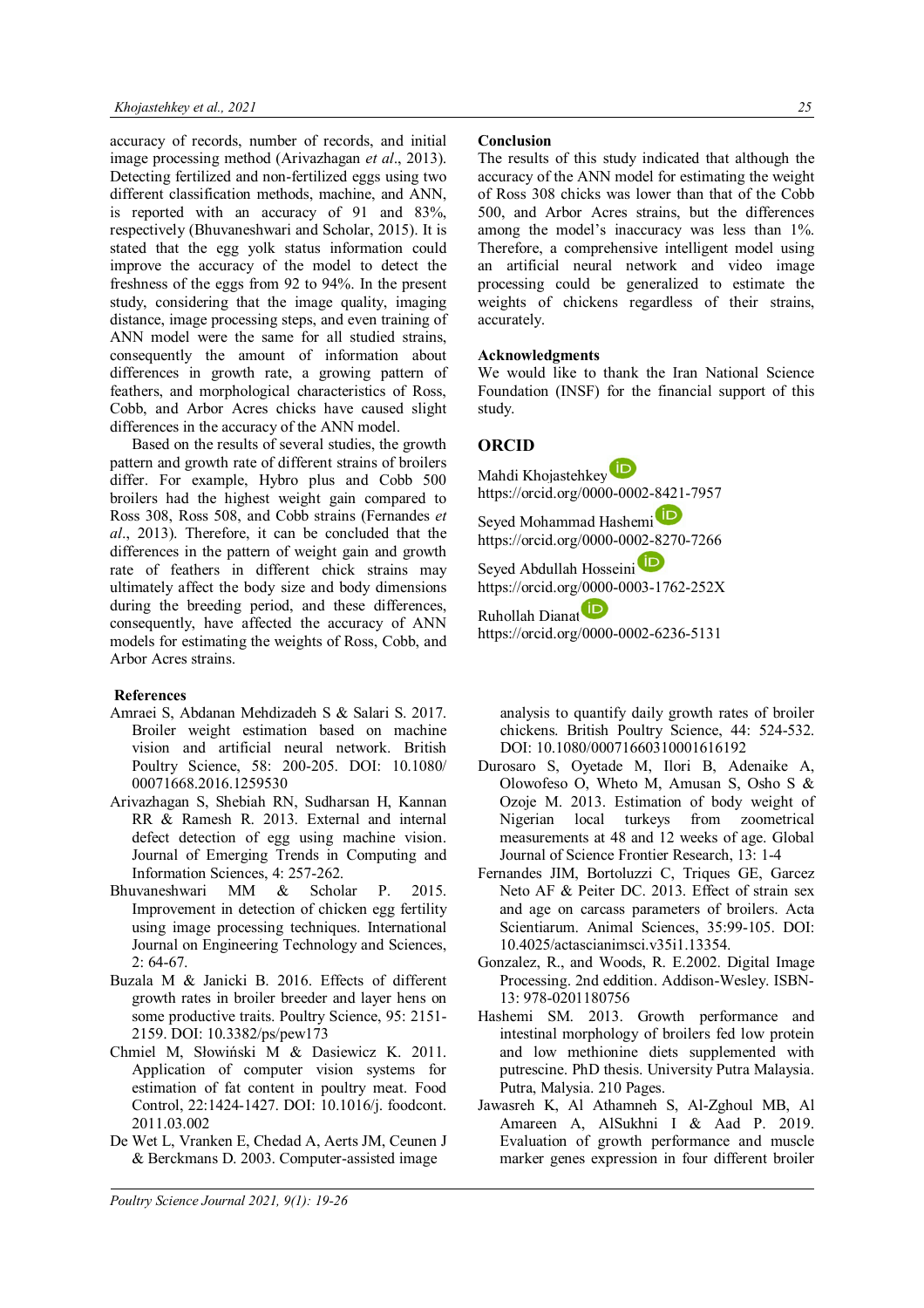accuracy of records, number of records, and initial image processing method (Arivazhagan *et al*., 2013). Detecting fertilized and non-fertilized eggs using two different classification methods, machine, and ANN, is reported with an accuracy of 91 and 83%, respectively (Bhuvaneshwari and Scholar, 2015). It is stated that the egg yolk status information could improve the accuracy of the model to detect the freshness of the eggs from 92 to 94%. In the present study, considering that the image quality, imaging distance, image processing steps, and even training of ANN model were the same for all studied strains, consequently the amount of information about differences in growth rate, a growing pattern of feathers, and morphological characteristics of Ross, Cobb, and Arbor Acres chicks have caused slight differences in the accuracy of the ANN model.

Based on the results of several studies, the growth pattern and growth rate of different strains of broilers differ. For example, Hybro plus and Cobb 500 broilers had the highest weight gain compared to Ross 308, Ross 508, and Cobb strains (Fernandes *et al*., 2013). Therefore, it can be concluded that the differences in the pattern of weight gain and growth rate of feathers in different chick strains may ultimately affect the body size and body dimensions during the breeding period, and these differences, consequently, have affected the accuracy of ANN models for estimating the weights of Ross, Cobb, and Arbor Acres strains.

## Conclusion

The results of this study indicated that although the accuracy of the ANN model for estimating the weight of Ross 308 chicks was lower than that of the Cobb 500, and Arbor Acres strains, but the differences among the model's inaccuracy was less than 1%. Therefore, a comprehensive intelligent model using an artificial neural network and video image processing could be generalized to estimate the weights of chickens regardless of their strains, accurately.

## Acknowledgments

We would like to thank the Iran National Science Foundation (INSF) for the financial support of this study.

## ORCID

Mahdi Khojastehkey
https://orcid.org/0000-0002-8421-7957

Seyed Mohammad Hashemi
https://orcid.org/0000-0002-8270-7266

Seyed Abdullah Hosseini
https://orcid.org/0000-0003-1762-252X

Ruhollah Dianat
https://orcid.org/0000-0002-6236-5131

## References

Amraei S, Abdanan Mehdizadeh S & Salari S. 2017. Broiler weight estimation based on machine vision and artificial neural network. British Poultry Science, 58: 200-205. DOI: 10.1080/00071668.2016.1259530

Arivazhagan S, Shebiah RN, Sudharsan H, Kannan RR & Ramesh R. 2013. External and internal defect detection of egg using machine vision. Journal of Emerging Trends in Computing and Information Sciences, 4: 257-262.

Bhuvaneshwari MM & Scholar P. 2015. Improvement in detection of chicken egg fertility using image processing techniques. International Journal on Engineering Technology and Sciences, 2: 64-67.

Buzala M & Janicki B. 2016. Effects of different growth rates in broiler breeder and layer hens on some productive traits. Poultry Science, 95: 2151-2159. DOI: 10.3382/ps/pew173

Chmiel M, Słowiński M & Dasiewicz K. 2011. Application of computer vision systems for estimation of fat content in poultry meat. Food Control, 22:1424-1427. DOI: 10.1016/j. foodcont. 2011.03.002

De Wet L, Vranken E, Chedad A, Aerts JM, Ceunen J & Berckmans D. 2003. Computer-assisted image analysis to quantify daily growth rates of broiler chickens. British Poultry Science, 44: 524-532. DOI: 10.1080/00071660310001616192

Durosaro S, Oyetade M, Ilori B, Adenaike A, Olowofeso O, Wheto M, Amusan S, Osho S & Ozoje M. 2013. Estimation of body weight of Nigerian local turkeys from zoometrical measurements at 48 and 12 weeks of age. Global Journal of Science Frontier Research, 13: 1-4

Fernandes JIM, Bortoluzzi C, Triques GE, Garcez Neto AF & Peiter DC. 2013. Effect of strain sex and age on carcass parameters of broilers. Acta Scientiarum. Animal Sciences, 35:99-105. DOI: 10.4025/actascianimsci.v35i1.13354.

Gonzalez, R., and Woods, R. E.2002. Digital Image Processing. 2nd edition. Addison-Wesley. ISBN-13: 978-0201180756

Hashemi SM. 2013. Growth performance and intestinal morphology of broilers fed low protein and low methionine diets supplemented with putrescine. PhD thesis. University Putra Malaysia. Putra, Malysia. 210 Pages.

Jawasreh K, Al Athamneh S, Al-Zghoul MB, Al Amareen A, AlSukhni I & Aad P. 2019. Evaluation of growth performance and muscle marker genes expression in four different broiler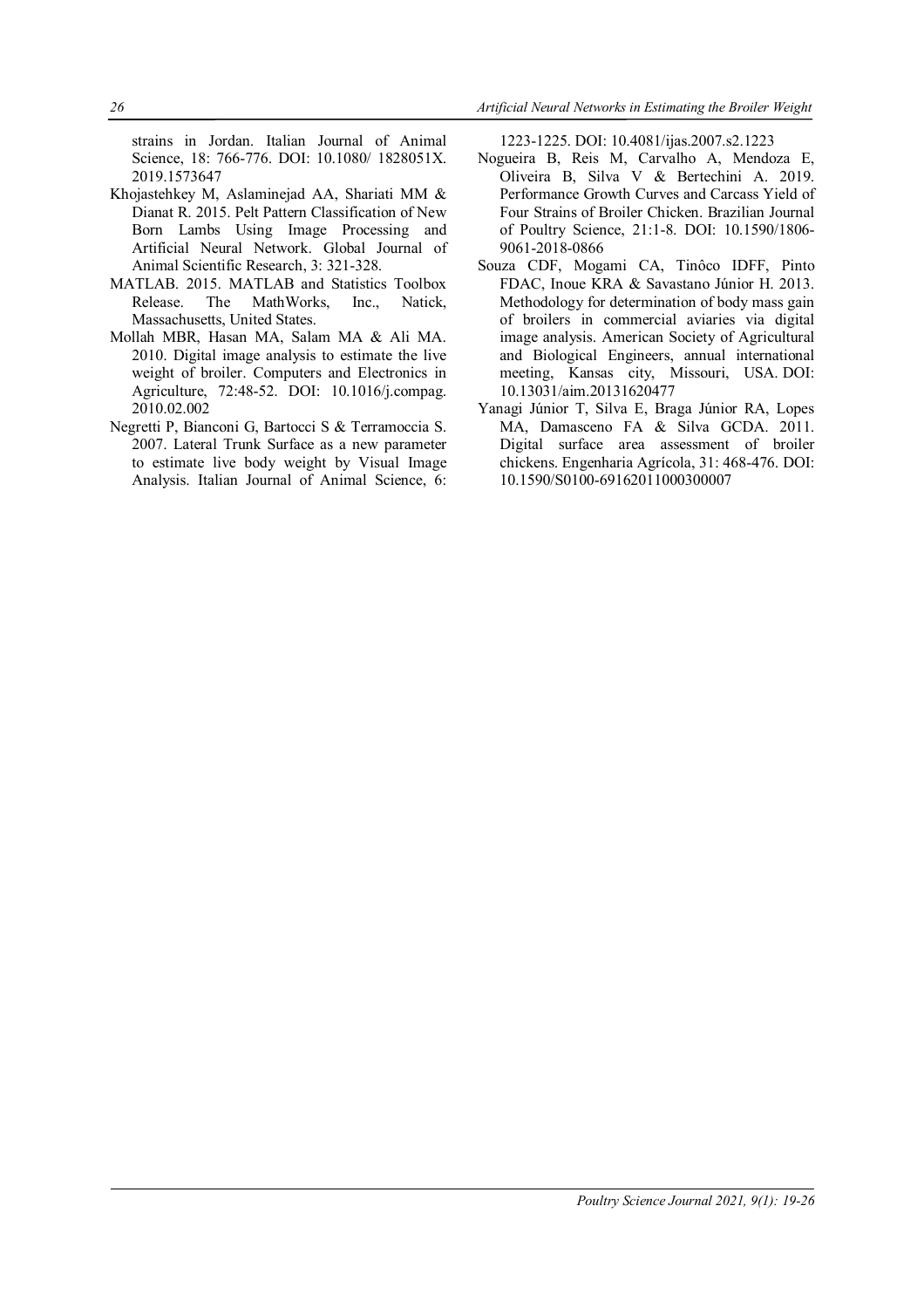strains in Jordan. Italian Journal of Animal Science, 18: 766-776. DOI: 10.1080/ 1828051X. 2019.1573647

Khojastehkey M, Aslaminejad AA, Shariati MM & Dianat R. 2015. Pelt Pattern Classification of New Born Lambs Using Image Processing and Artificial Neural Network. Global Journal of Animal Scientific Research, 3: 321-328.

MATLAB. 2015. MATLAB and Statistics Toolbox Release. The MathWorks, Inc., Natick, Massachusetts, United States.

Mollah MBR, Hasan MA, Salam MA & Ali MA. 2010. Digital image analysis to estimate the live weight of broiler. Computers and Electronics in Agriculture, 72:48-52. DOI: 10.1016/j.compag. 2010.02.002

Negretti P, Bianconi G, Bartocci S & Terramoccia S. 2007. Lateral Trunk Surface as a new parameter to estimate live body weight by Visual Image Analysis. Italian Journal of Animal Science, 6: 1223-1225. DOI: 10.4081/ijas.2007.s2.1223

Nogueira B, Reis M, Carvalho A, Mendoza E, Oliveira B, Silva V & Bertechini A. 2019. Performance Growth Curves and Carcass Yield of Four Strains of Broiler Chicken. Brazilian Journal of Poultry Science, 21:1-8. DOI: 10.1590/1806-9061-2018-0866

Souza CDF, Mogami CA, Tinôco IDFF, Pinto FDAC, Inoue KRA & Savastano Júnior H. 2013. Methodology for determination of body mass gain of broilers in commercial aviaries via digital image analysis. American Society of Agricultural and Biological Engineers, annual international meeting, Kansas city, Missouri, USA. DOI: 10.13031/aim.20131620477

Yanagi Júnior T, Silva E, Braga Júnior RA, Lopes MA, Damasceno FA & Silva GCDA. 2011. Digital surface area assessment of broiler chickens. Engenharia Agrícola, 31: 468-476. DOI: 10.1590/S0100-69162011000300007